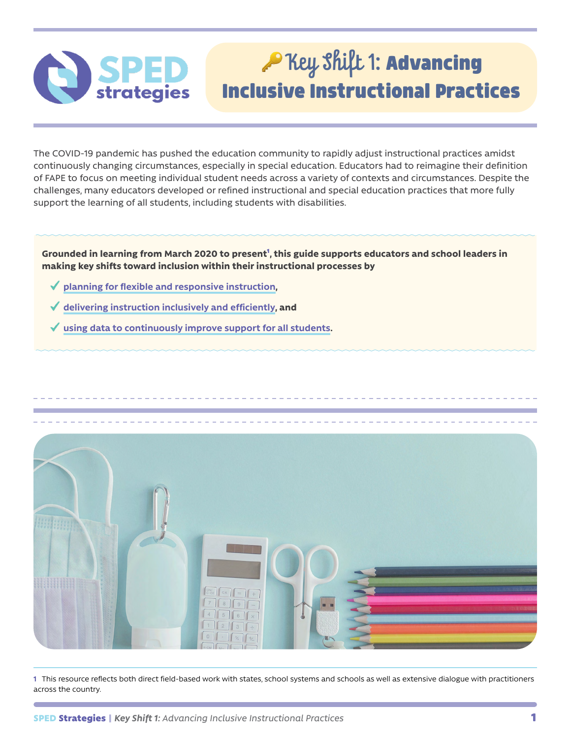# 🔑 Key Shift 1: Advancing Inclusive Instructional Practices

The COVID-19 pandemic has pushed the education community to rapidly adjust instructional practices amidst continuously changing circumstances, especially in special education. Educators had to reimagine their definition of FAPE to focus on meeting individual student needs across a variety of contexts and circumstances. Despite the challenges, many educators developed or refined instructional and special education practices that more fully support the learning of all students, including students with disabilities.

**Grounded in learning from March 2020 to present[1], this guide supports educators and school leaders in making key shifts toward inclusion within their instructional processes by**

- ✓ **planning for flexible and responsive instruction**,
- ✓ **delivering instruction inclusively and efficiently**, and
- ✓ **using data to continuously improve support for all students**.

1 This resource reflects both direct field-based work with states, school systems and schools as well as extensive dialogue with practitioners across the country.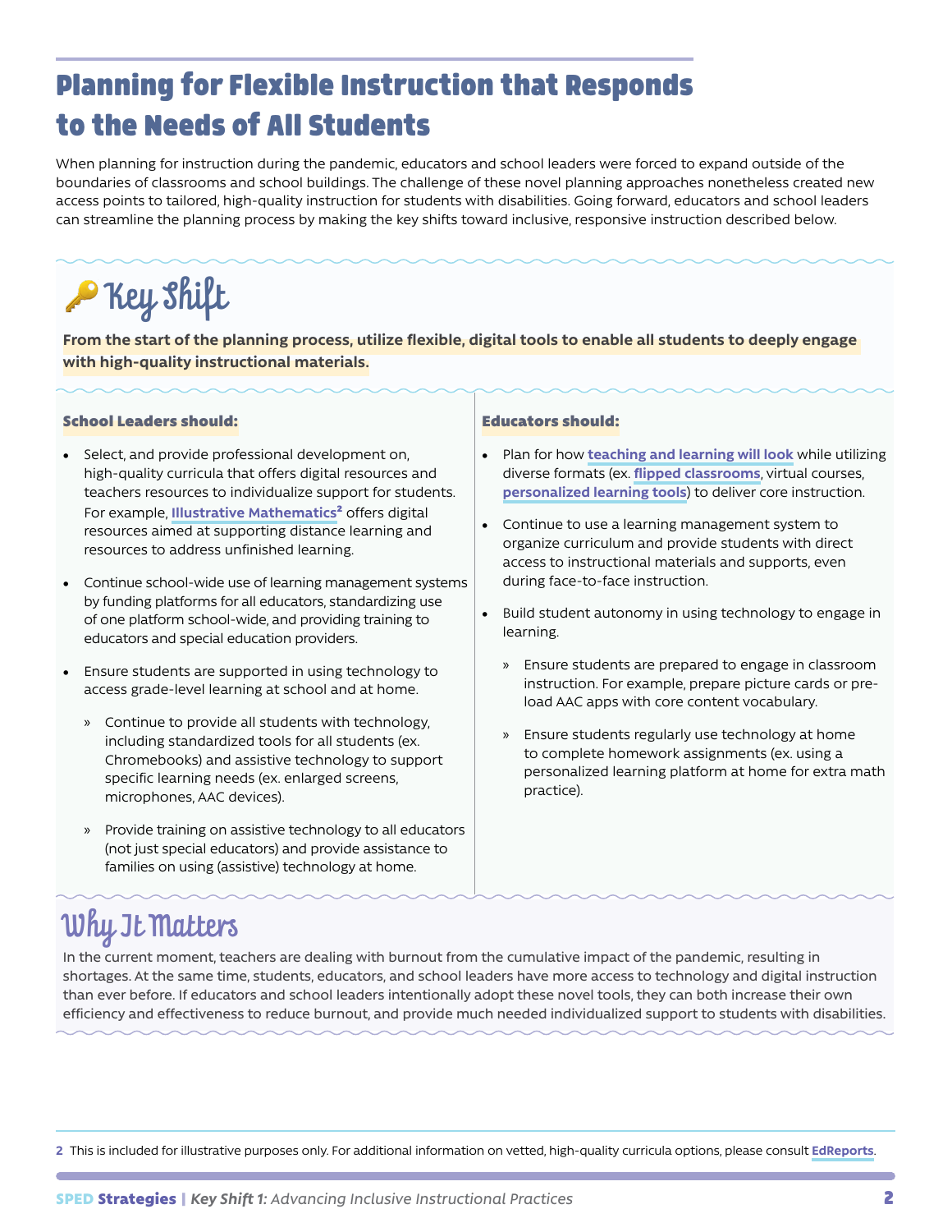# Planning for Flexible Instruction that Responds to the Needs of All Students

When planning for instruction during the pandemic, educators and school leaders were forced to expand outside of the boundaries of classrooms and school buildings. The challenge of these novel planning approaches nonetheless created new access points to tailored, high-quality instruction for students with disabilities. Going forward, educators and school leaders can streamline the planning process by making the key shifts toward inclusive, responsive instruction described below.

## 🔑 Key Shift

**From the start of the planning process, utilize flexible, digital tools to enable all students to deeply engage with high-quality instructional materials.**

### School Leaders should:

- Select, and provide professional development on, high-quality curricula that offers digital resources and teachers resources to individualize support for students. For example, **Illustrative Mathematics**[2] offers digital resources aimed at supporting distance learning and resources to address unfinished learning.
- Continue school-wide use of learning management systems by funding platforms for all educators, standardizing use of one platform school-wide, and providing training to educators and special education providers.
- Ensure students are supported in using technology to access grade-level learning at school and at home.
  - Continue to provide all students with technology, including standardized tools for all students (ex. Chromebooks) and assistive technology to support specific learning needs (ex. enlarged screens, microphones, AAC devices).
  - Provide training on assistive technology to all educators (not just special educators) and provide assistance to families on using (assistive) technology at home.

### Educators should:

- Plan for how **teaching and learning will look** while utilizing diverse formats (ex. **flipped classrooms**, virtual courses, **personalized learning tools**) to deliver core instruction.
- Continue to use a learning management system to organize curriculum and provide students with direct access to instructional materials and supports, even during face-to-face instruction.
- Build student autonomy in using technology to engage in learning.
  - Ensure students are prepared to engage in classroom instruction. For example, prepare picture cards or pre-load AAC apps with core content vocabulary.
  - Ensure students regularly use technology at home to complete homework assignments (ex. using a personalized learning platform at home for extra math practice).

## Why It Matters

In the current moment, teachers are dealing with burnout from the cumulative impact of the pandemic, resulting in shortages. At the same time, students, educators, and school leaders have more access to technology and digital instruction than ever before. If educators and school leaders intentionally adopt these novel tools, they can both increase their own efficiency and effectiveness to reduce burnout, and provide much needed individualized support to students with disabilities.

---

2 This is included for illustrative purposes only. For additional information on vetted, high-quality curricula options, please consult **EdReports**.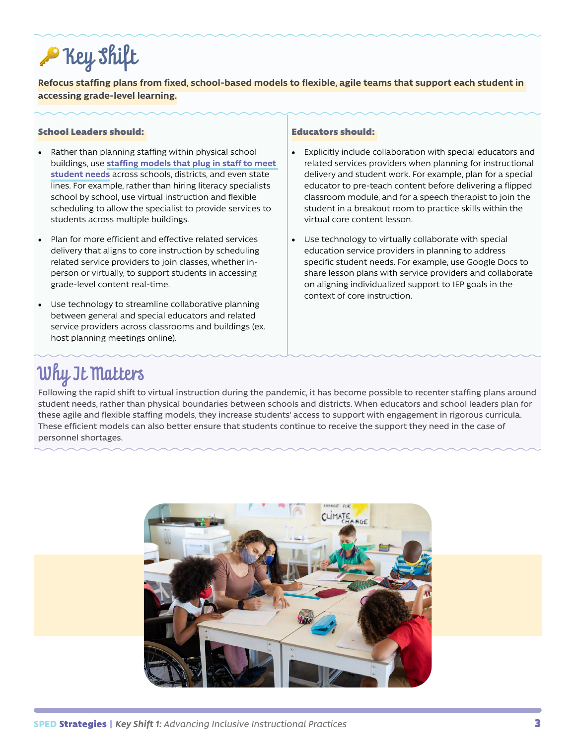# 🔑 Key Shift

**Refocus staffing plans from fixed, school-based models to flexible, agile teams that support each student in accessing grade-level learning.**

**School Leaders should:**

- Rather than planning staffing within physical school buildings, use **staffing models that plug in staff to meet student needs** across schools, districts, and even state lines. For example, rather than hiring literacy specialists school by school, use virtual instruction and flexible scheduling to allow the specialist to provide services to students across multiple buildings.
- Plan for more efficient and effective related services delivery that aligns to core instruction by scheduling related service providers to join classes, whether in-person or virtually, to support students in accessing grade-level content real-time.
- Use technology to streamline collaborative planning between general and special educators and related service providers across classrooms and buildings (ex. host planning meetings online).

**Educators should:**

- Explicitly include collaboration with special educators and related services providers when planning for instructional delivery and student work. For example, plan for a special educator to pre-teach content before delivering a flipped classroom module, and for a speech therapist to join the student in a breakout room to practice skills within the virtual core content lesson.
- Use technology to virtually collaborate with special education service providers in planning to address specific student needs. For example, use Google Docs to share lesson plans with service providers and collaborate on aligning individualized support to IEP goals in the context of core instruction.

## Why It Matters

Following the rapid shift to virtual instruction during the pandemic, it has become possible to recenter staffing plans around student needs, rather than physical boundaries between schools and districts. When educators and school leaders plan for these agile and flexible staffing models, they increase students' access to support with engagement in rigorous curricula. These efficient models can also better ensure that students continue to receive the support they need in the case of personnel shortages.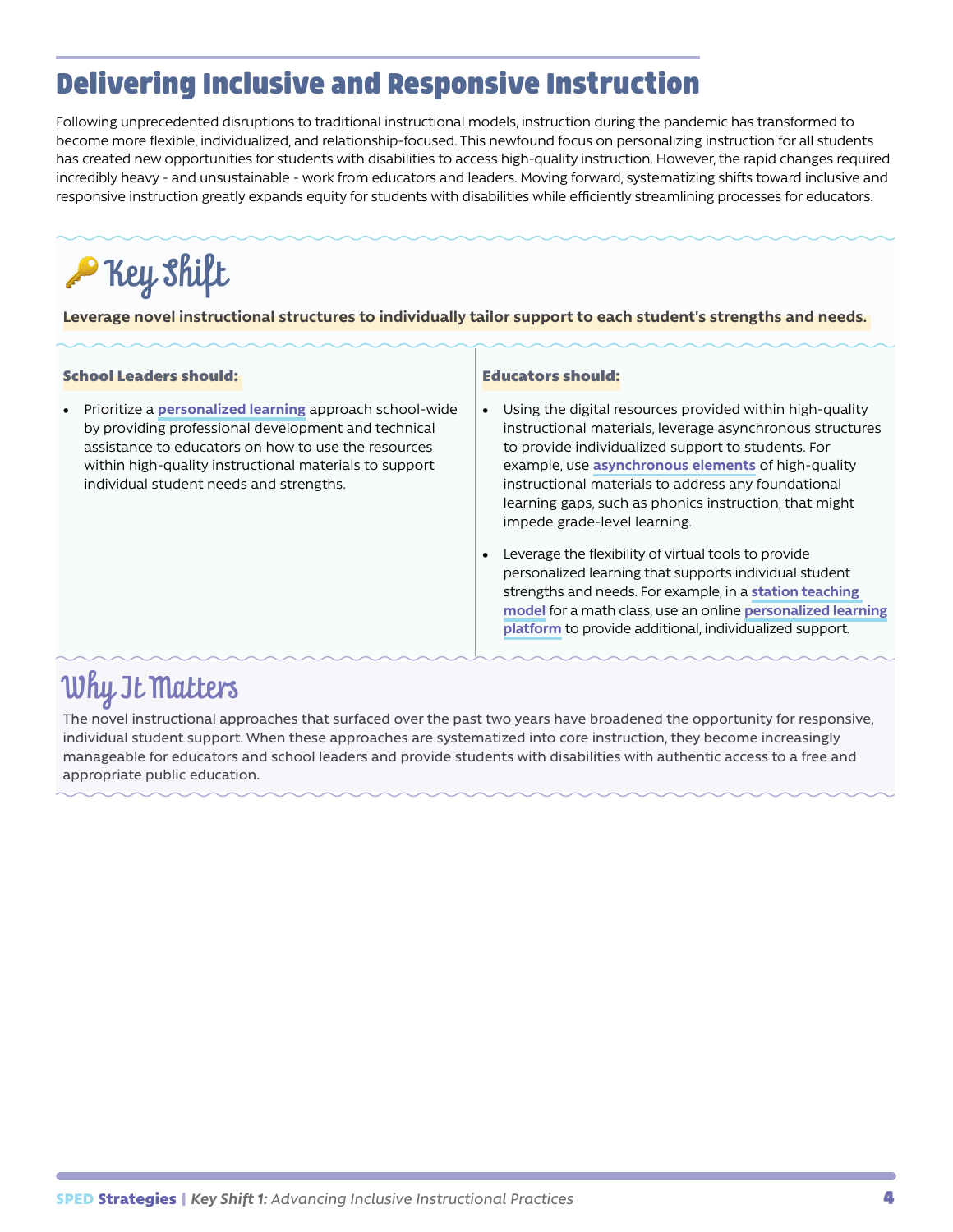# Delivering Inclusive and Responsive Instruction

Following unprecedented disruptions to traditional instructional models, instruction during the pandemic has transformed to become more flexible, individualized, and relationship-focused. This newfound focus on personalizing instruction for all students has created new opportunities for students with disabilities to access high-quality instruction. However, the rapid changes required incredibly heavy - and unsustainable - work from educators and leaders. Moving forward, systematizing shifts toward inclusive and responsive instruction greatly expands equity for students with disabilities while efficiently streamlining processes for educators.

## 🔑 Key Shift

**Leverage novel instructional structures to individually tailor support to each student's strengths and needs.**

**School Leaders should:**

- Prioritize a **personalized learning** approach school-wide by providing professional development and technical assistance to educators on how to use the resources within high-quality instructional materials to support individual student needs and strengths.

**Educators should:**

- Using the digital resources provided within high-quality instructional materials, leverage asynchronous structures to provide individualized support to students. For example, use **asynchronous elements** of high-quality instructional materials to address any foundational learning gaps, such as phonics instruction, that might impede grade-level learning.
- Leverage the flexibility of virtual tools to provide personalized learning that supports individual student strengths and needs. For example, in a **station teaching model** for a math class, use an online **personalized learning platform** to provide additional, individualized support.

## Why It Matters

The novel instructional approaches that surfaced over the past two years have broadened the opportunity for responsive, individual student support. When these approaches are systematized into core instruction, they become increasingly manageable for educators and school leaders and provide students with disabilities with authentic access to a free and appropriate public education.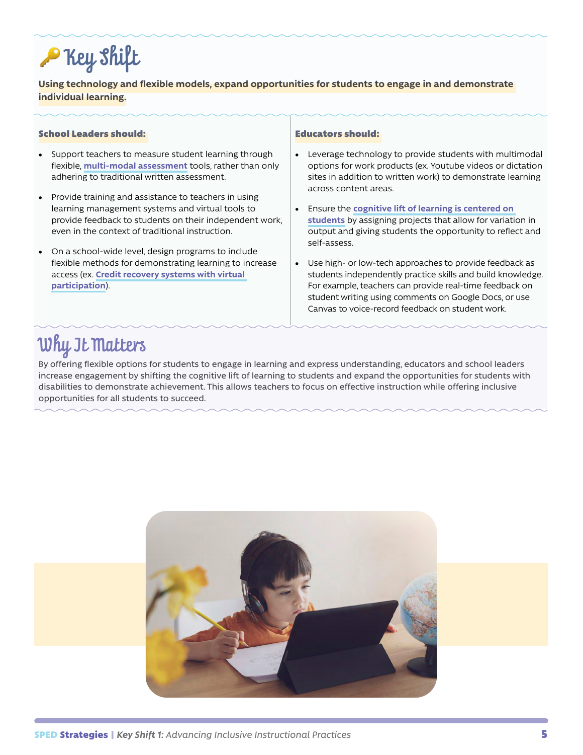# 🔑 Key Shift

**Using technology and flexible models, expand opportunities for students to engage in and demonstrate individual learning.**

**School Leaders should:**

- Support teachers to measure student learning through flexible, **multi-modal assessment** tools, rather than only adhering to traditional written assessment.
- Provide training and assistance to teachers in using learning management systems and virtual tools to provide feedback to students on their independent work, even in the context of traditional instruction.
- On a school-wide level, design programs to include flexible methods for demonstrating learning to increase access (ex. **Credit recovery systems with virtual participation**).

**Educators should:**

- Leverage technology to provide students with multimodal options for work products (ex. Youtube videos or dictation sites in addition to written work) to demonstrate learning across content areas.
- Ensure the **cognitive lift of learning is centered on students** by assigning projects that allow for variation in output and giving students the opportunity to reflect and self-assess.
- Use high- or low-tech approaches to provide feedback as students independently practice skills and build knowledge. For example, teachers can provide real-time feedback on student writing using comments on Google Docs, or use Canvas to voice-record feedback on student work.

## Why It Matters

By offering flexible options for students to engage in learning and express understanding, educators and school leaders increase engagement by shifting the cognitive lift of learning to students and expand the opportunities for students with disabilities to demonstrate achievement. This allows teachers to focus on effective instruction while offering inclusive opportunities for all students to succeed.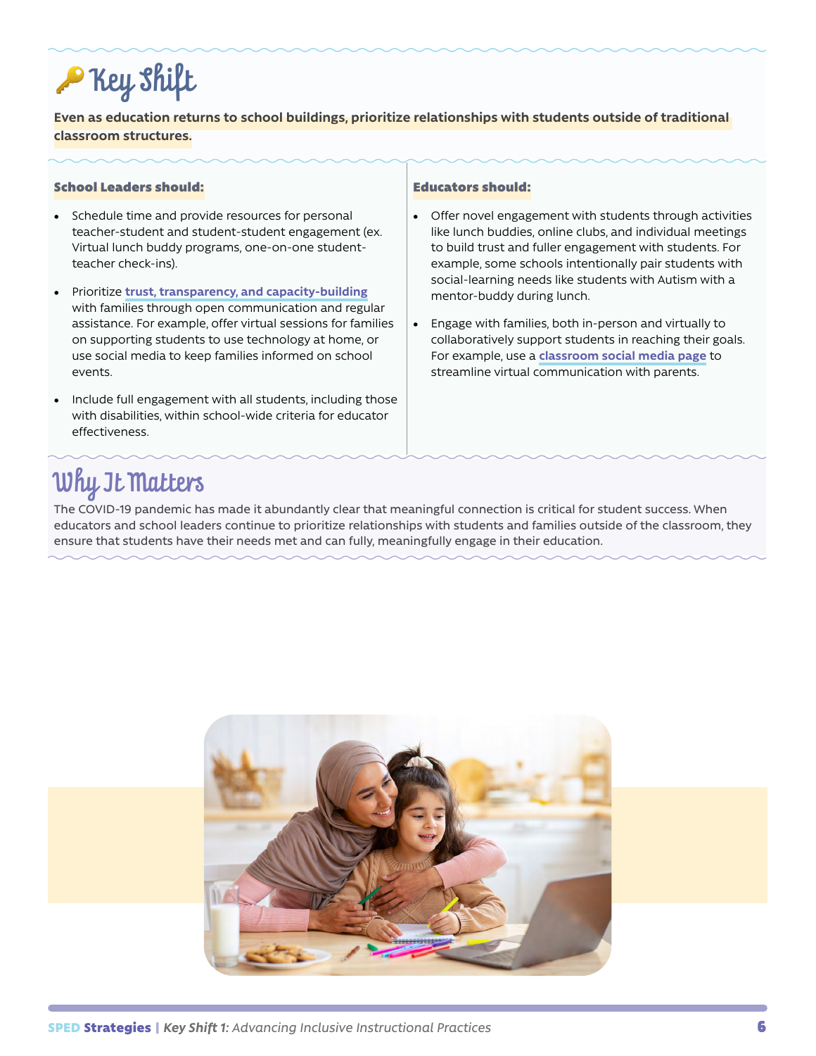# 🔑 Key Shift

**Even as education returns to school buildings, prioritize relationships with students outside of traditional classroom structures.**

**School Leaders should:**

- Schedule time and provide resources for personal teacher-student and student-student engagement (ex. Virtual lunch buddy programs, one-on-one student-teacher check-ins).
- Prioritize **trust, transparency, and capacity-building** with families through open communication and regular assistance. For example, offer virtual sessions for families on supporting students to use technology at home, or use social media to keep families informed on school events.
- Include full engagement with all students, including those with disabilities, within school-wide criteria for educator effectiveness.

**Educators should:**

- Offer novel engagement with students through activities like lunch buddies, online clubs, and individual meetings to build trust and fuller engagement with students. For example, some schools intentionally pair students with social-learning needs like students with Autism with a mentor-buddy during lunch.
- Engage with families, both in-person and virtually to collaboratively support students in reaching their goals. For example, use a **classroom social media page** to streamline virtual communication with parents.

# Why It Matters

The COVID-19 pandemic has made it abundantly clear that meaningful connection is critical for student success. When educators and school leaders continue to prioritize relationships with students and families outside of the classroom, they ensure that students have their needs met and can fully, meaningfully engage in their education.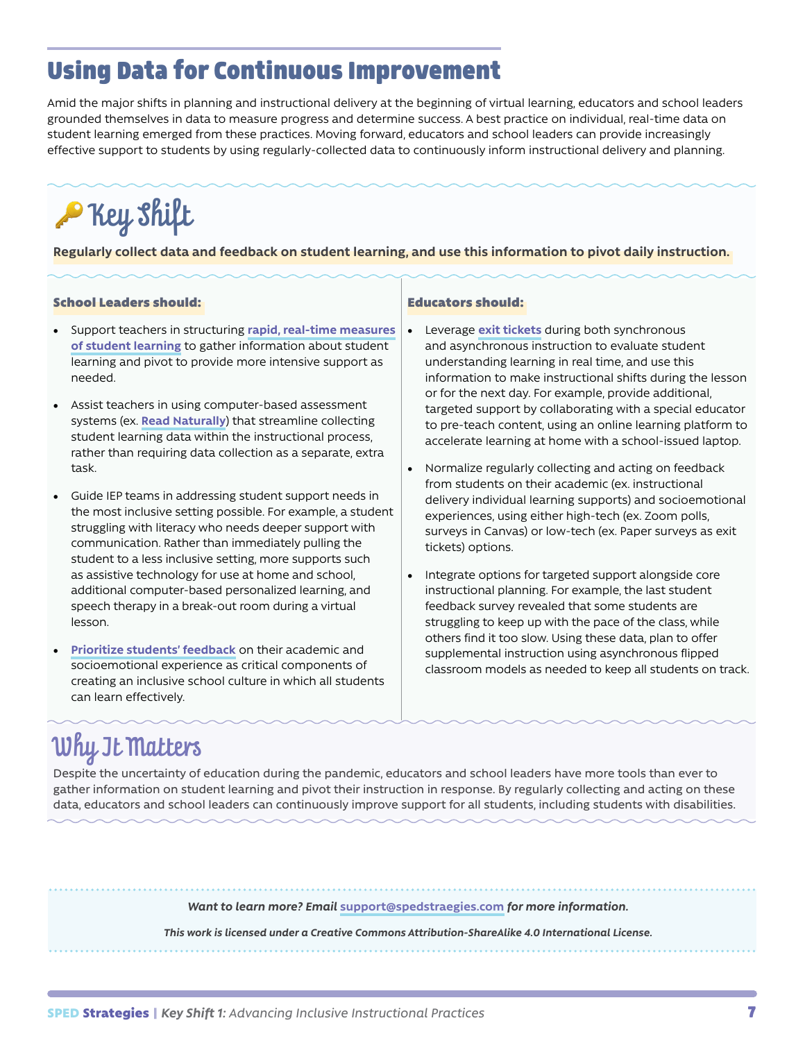# Using Data for Continuous Improvement

Amid the major shifts in planning and instructional delivery at the beginning of virtual learning, educators and school leaders grounded themselves in data to measure progress and determine success. A best practice on individual, real-time data on student learning emerged from these practices. Moving forward, educators and school leaders can provide increasingly effective support to students by using regularly-collected data to continuously inform instructional delivery and planning.

## 🔑 Key Shift

**Regularly collect data and feedback on student learning, and use this information to pivot daily instruction.**

**School Leaders should:**

- Support teachers in structuring **rapid, real-time measures of student learning** to gather information about student learning and pivot to provide more intensive support as needed.
- Assist teachers in using computer-based assessment systems (ex. **Read Naturally**) that streamline collecting student learning data within the instructional process, rather than requiring data collection as a separate, extra task.
- Guide IEP teams in addressing student support needs in the most inclusive setting possible. For example, a student struggling with literacy who needs deeper support with communication. Rather than immediately pulling the student to a less inclusive setting, more supports such as assistive technology for use at home and school, additional computer-based personalized learning, and speech therapy in a break-out room during a virtual lesson.
- **Prioritize students' feedback** on their academic and socioemotional experience as critical components of creating an inclusive school culture in which all students can learn effectively.

**Educators should:**

- Leverage **exit tickets** during both synchronous and asynchronous instruction to evaluate student understanding learning in real time, and use this information to make instructional shifts during the lesson or for the next day. For example, provide additional, targeted support by collaborating with a special educator to pre-teach content, using an online learning platform to accelerate learning at home with a school-issued laptop.
- Normalize regularly collecting and acting on feedback from students on their academic (ex. instructional delivery individual learning supports) and socioemotional experiences, using either high-tech (ex. Zoom polls, surveys in Canvas) or low-tech (ex. Paper surveys as exit tickets) options.
- Integrate options for targeted support alongside core instructional planning. For example, the last student feedback survey revealed that some students are struggling to keep up with the pace of the class, while others find it too slow. Using these data, plan to offer supplemental instruction using asynchronous flipped classroom models as needed to keep all students on track.

## Why It Matters

Despite the uncertainty of education during the pandemic, educators and school leaders have more tools than ever to gather information on student learning and pivot their instruction in response. By regularly collecting and acting on these data, educators and school leaders can continuously improve support for all students, including students with disabilities.

*Want to learn more? Email support@spedstraegies.com for more information.*

*This work is licensed under a Creative Commons Attribution-ShareAlike 4.0 International License.*